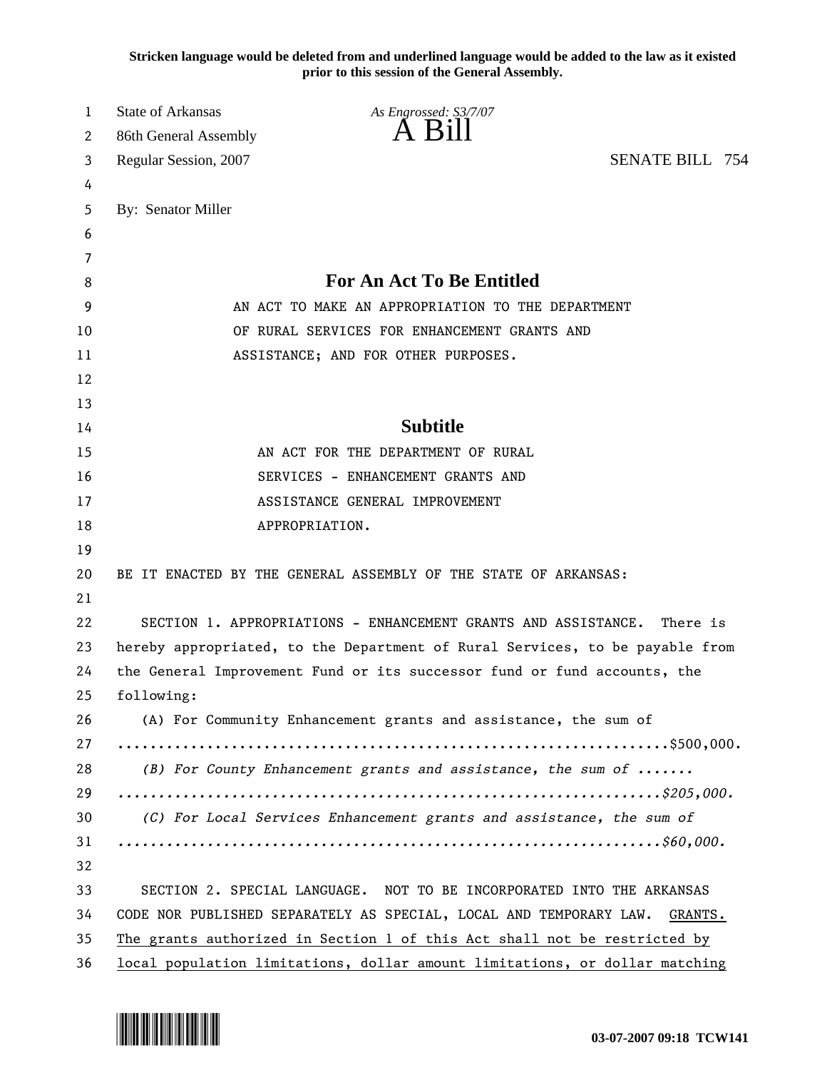Stricken language would be deleted from and underlined language would be added to the law as it existed prior to this session of the General Assembly.

State of Arkansas
86th General Assembly
Regular Session, 2007

*As Engrossed: S3/7/07*

# A Bill

SENATE BILL 754

By: Senator Miller

## For An Act To Be Entitled

AN ACT TO MAKE AN APPROPRIATION TO THE DEPARTMENT OF RURAL SERVICES FOR ENHANCEMENT GRANTS AND ASSISTANCE; AND FOR OTHER PURPOSES.

## Subtitle

AN ACT FOR THE DEPARTMENT OF RURAL SERVICES - ENHANCEMENT GRANTS AND ASSISTANCE GENERAL IMPROVEMENT APPROPRIATION.

BE IT ENACTED BY THE GENERAL ASSEMBLY OF THE STATE OF ARKANSAS:

SECTION 1. APPROPRIATIONS - ENHANCEMENT GRANTS AND ASSISTANCE. There is hereby appropriated, to the Department of Rural Services, to be payable from the General Improvement Fund or its successor fund or fund accounts, the following:

(A) For Community Enhancement grants and assistance, the sum of ....................................................................$500,000.

*(B) For County Enhancement grants and assistance, the sum of ....... ..................................................................$205,000.*

*(C) For Local Services Enhancement grants and assistance, the sum of ...................................................................$60,000.*

SECTION 2. SPECIAL LANGUAGE. NOT TO BE INCORPORATED INTO THE ARKANSAS CODE NOR PUBLISHED SEPARATELY AS SPECIAL, LOCAL AND TEMPORARY LAW. <u>GRANTS. The grants authorized in Section 1 of this Act shall not be restricted by local population limitations, dollar amount limitations, or dollar matching</u>

03-07-2007 09:18 TCW141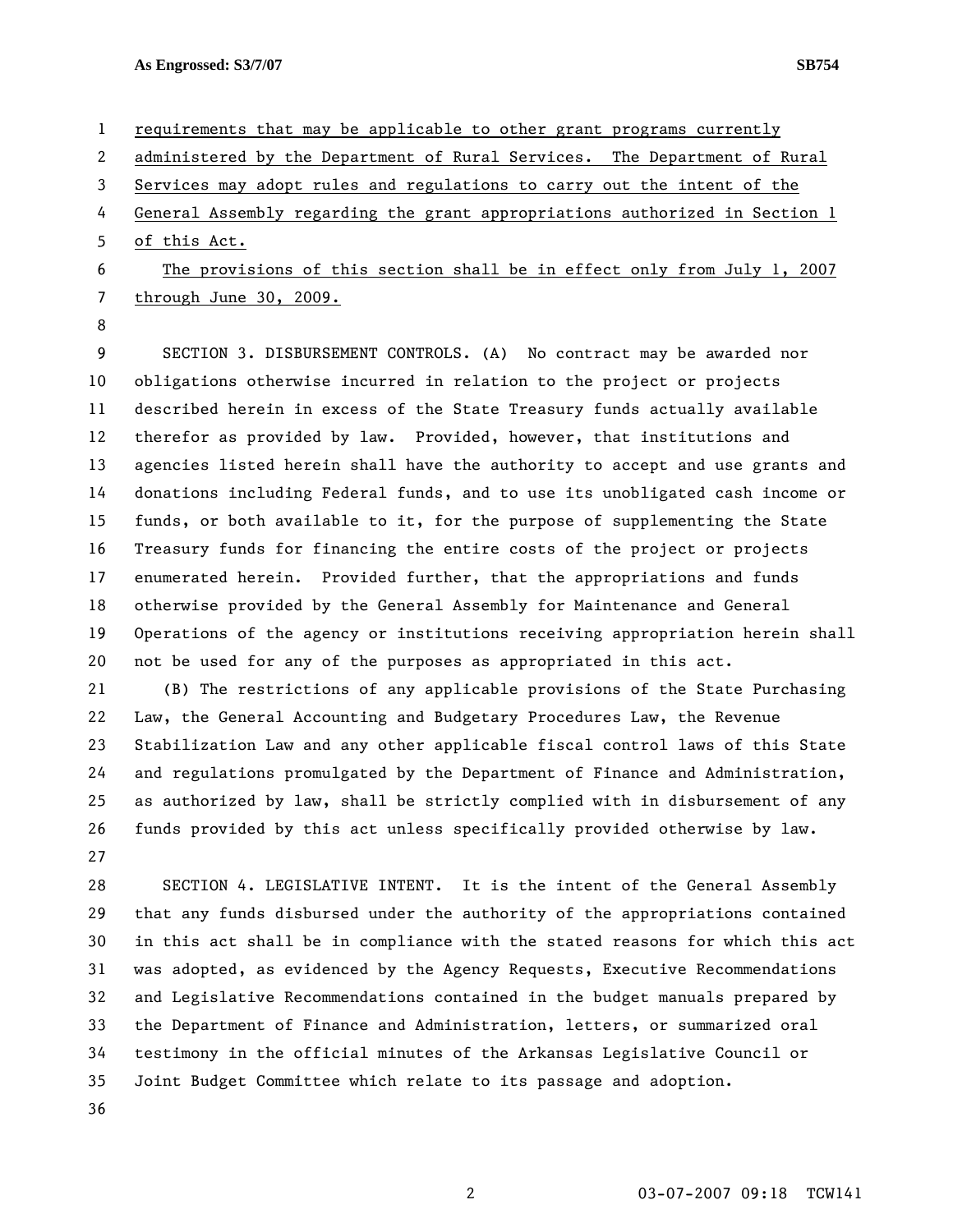requirements that may be applicable to other grant programs currently administered by the Department of Rural Services. The Department of Rural Services may adopt rules and regulations to carry out the intent of the General Assembly regarding the grant appropriations authorized in Section 1 of this Act.

The provisions of this section shall be in effect only from July 1, 2007 through June 30, 2009.

SECTION 3. DISBURSEMENT CONTROLS. (A) No contract may be awarded nor obligations otherwise incurred in relation to the project or projects described herein in excess of the State Treasury funds actually available therefor as provided by law. Provided, however, that institutions and agencies listed herein shall have the authority to accept and use grants and donations including Federal funds, and to use its unobligated cash income or funds, or both available to it, for the purpose of supplementing the State Treasury funds for financing the entire costs of the project or projects enumerated herein. Provided further, that the appropriations and funds otherwise provided by the General Assembly for Maintenance and General Operations of the agency or institutions receiving appropriation herein shall not be used for any of the purposes as appropriated in this act.

(B) The restrictions of any applicable provisions of the State Purchasing Law, the General Accounting and Budgetary Procedures Law, the Revenue Stabilization Law and any other applicable fiscal control laws of this State and regulations promulgated by the Department of Finance and Administration, as authorized by law, shall be strictly complied with in disbursement of any funds provided by this act unless specifically provided otherwise by law.

SECTION 4. LEGISLATIVE INTENT. It is the intent of the General Assembly that any funds disbursed under the authority of the appropriations contained in this act shall be in compliance with the stated reasons for which this act was adopted, as evidenced by the Agency Requests, Executive Recommendations and Legislative Recommendations contained in the budget manuals prepared by the Department of Finance and Administration, letters, or summarized oral testimony in the official minutes of the Arkansas Legislative Council or Joint Budget Committee which relate to its passage and adoption.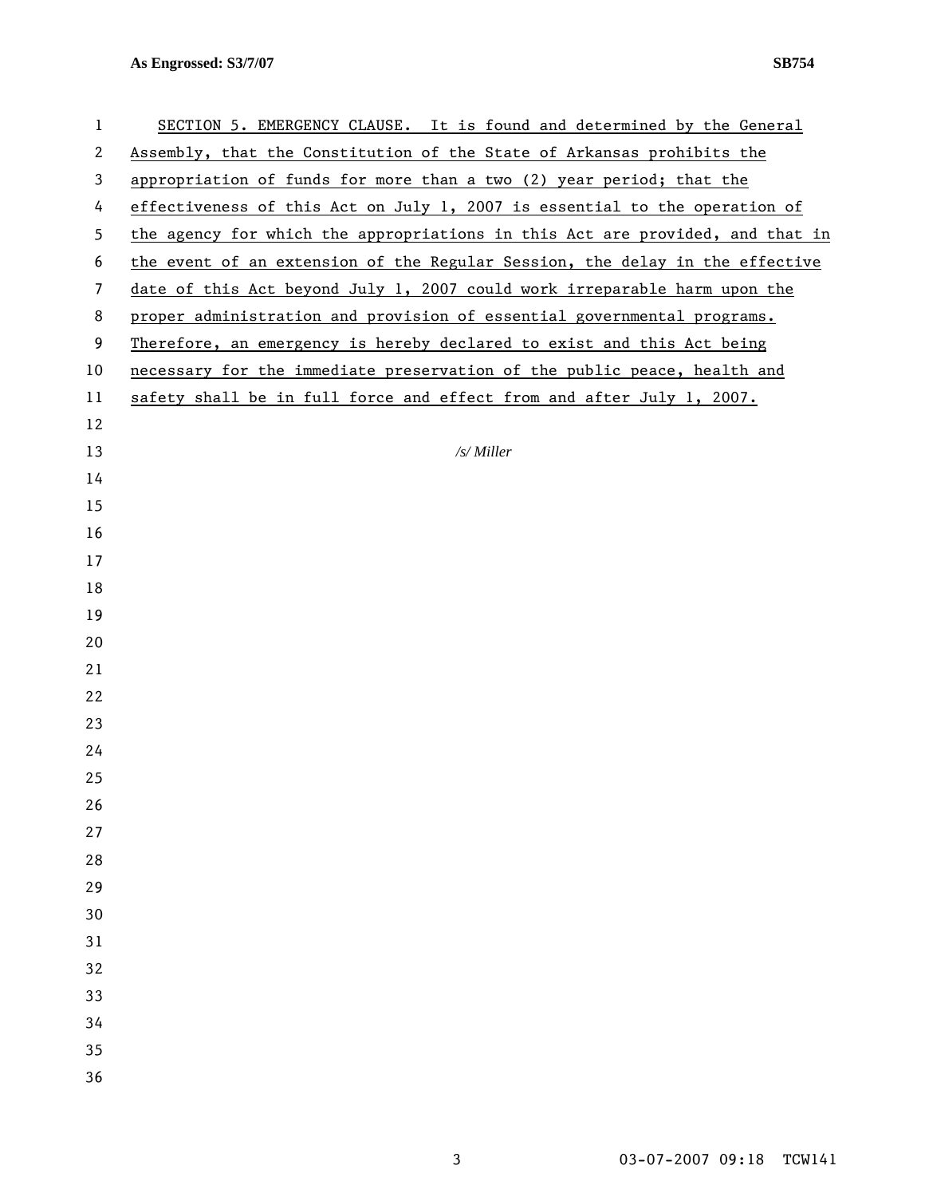SECTION 5. EMERGENCY CLAUSE. It is found and determined by the General Assembly, that the Constitution of the State of Arkansas prohibits the appropriation of funds for more than a two (2) year period; that the effectiveness of this Act on July 1, 2007 is essential to the operation of the agency for which the appropriations in this Act are provided, and that in the event of an extension of the Regular Session, the delay in the effective date of this Act beyond July 1, 2007 could work irreparable harm upon the proper administration and provision of essential governmental programs. Therefore, an emergency is hereby declared to exist and this Act being necessary for the immediate preservation of the public peace, health and safety shall be in full force and effect from and after July 1, 2007.

*/s/ Miller*